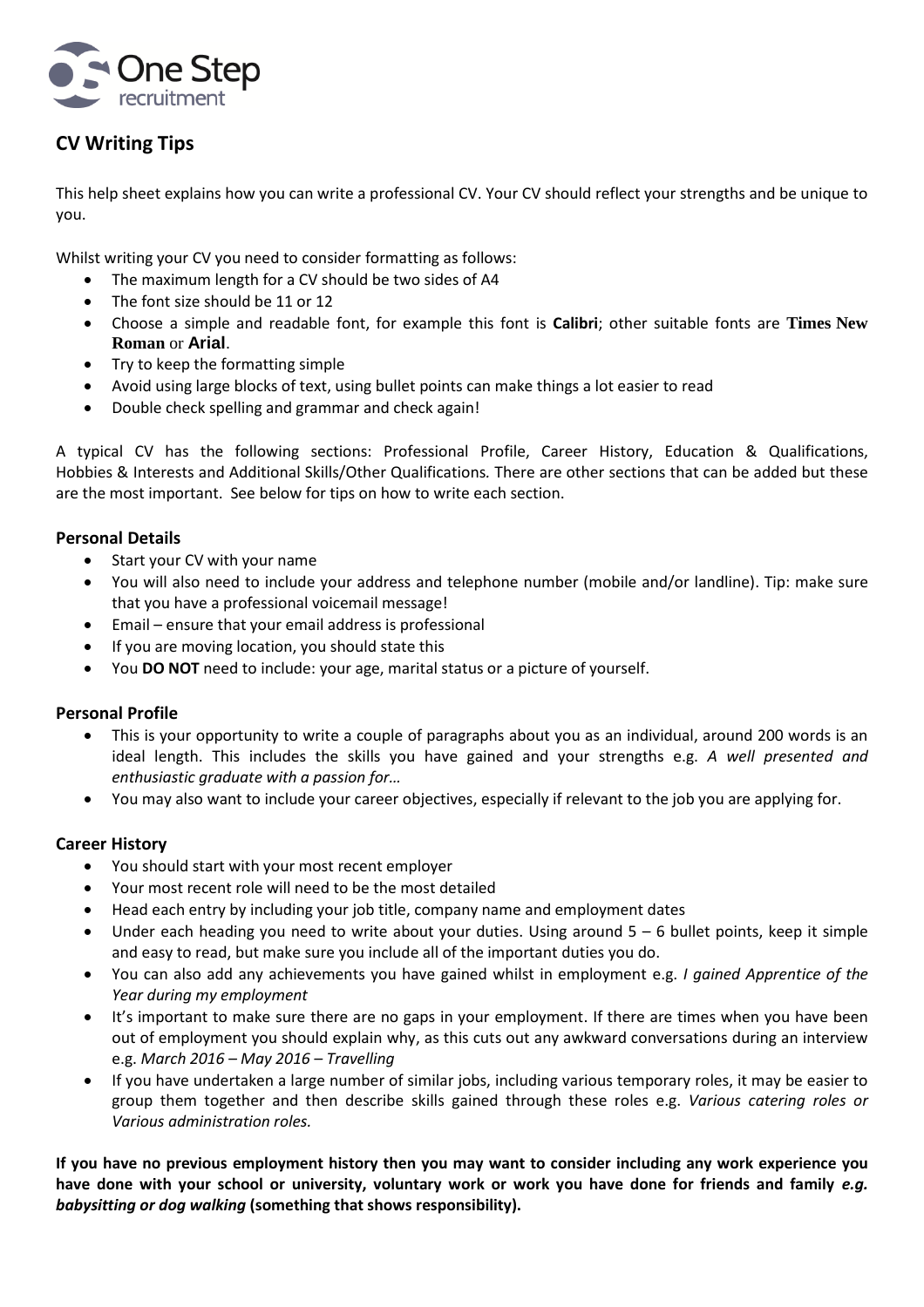# CV Writing Tips

This help sheet explains how you can write a professional CV. Your CV should reflect your strengths and be unique to you.

Whilst writing your CV you need to consider formatting as follows:

- The maximum length for a CV should be two sides of A4
- The font size should be 11 or 12
- Choose a simple and readable font, for example this font is **Calibri**; other suitable fonts are **Times New Roman** or **Arial**.
- Try to keep the formatting simple
- Avoid using large blocks of text, using bullet points can make things a lot easier to read
- Double check spelling and grammar and check again!

A typical CV has the following sections: Professional Profile, Career History, Education & Qualifications, Hobbies & Interests and Additional Skills/Other Qualifications. There are other sections that can be added but these are the most important. See below for tips on how to write each section.

## Personal Details

- Start your CV with your name
- You will also need to include your address and telephone number (mobile and/or landline). Tip: make sure that you have a professional voicemail message!
- Email – ensure that your email address is professional
- If you are moving location, you should state this
- You **DO NOT** need to include: your age, marital status or a picture of yourself.

## Personal Profile

- This is your opportunity to write a couple of paragraphs about you as an individual, around 200 words is an ideal length. This includes the skills you have gained and your strengths e.g. *A well presented and enthusiastic graduate with a passion for…*
- You may also want to include your career objectives, especially if relevant to the job you are applying for.

## Career History

- You should start with your most recent employer
- Your most recent role will need to be the most detailed
- Head each entry by including your job title, company name and employment dates
- Under each heading you need to write about your duties. Using around 5 – 6 bullet points, keep it simple and easy to read, but make sure you include all of the important duties you do.
- You can also add any achievements you have gained whilst in employment e.g. *I gained Apprentice of the Year during my employment*
- It's important to make sure there are no gaps in your employment. If there are times when you have been out of employment you should explain why, as this cuts out any awkward conversations during an interview e.g. *March 2016 – May 2016 – Travelling*
- If you have undertaken a large number of similar jobs, including various temporary roles, it may be easier to group them together and then describe skills gained through these roles e.g. *Various catering roles or Various administration roles.*

**If you have no previous employment history then you may want to consider including any work experience you have done with your school or university, voluntary work or work you have done for friends and family *e.g. babysitting or dog walking* (something that shows responsibility).**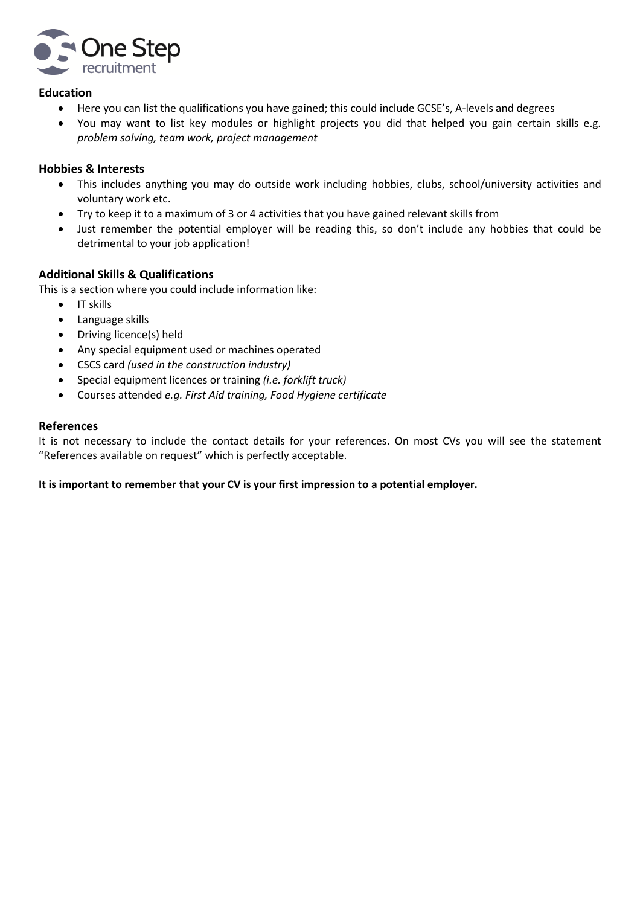## Education

- Here you can list the qualifications you have gained; this could include GCSE's, A-levels and degrees
- You may want to list key modules or highlight projects you did that helped you gain certain skills e.g. *problem solving, team work, project management*

## Hobbies & Interests

- This includes anything you may do outside work including hobbies, clubs, school/university activities and voluntary work etc.
- Try to keep it to a maximum of 3 or 4 activities that you have gained relevant skills from
- Just remember the potential employer will be reading this, so don't include any hobbies that could be detrimental to your job application!

## Additional Skills & Qualifications

This is a section where you could include information like:

- IT skills
- Language skills
- Driving licence(s) held
- Any special equipment used or machines operated
- CSCS card *(used in the construction industry)*
- Special equipment licences or training *(i.e. forklift truck)*
- Courses attended *e.g. First Aid training, Food Hygiene certificate*

## References

It is not necessary to include the contact details for your references. On most CVs you will see the statement "References available on request" which is perfectly acceptable.

**It is important to remember that your CV is your first impression to a potential employer.**